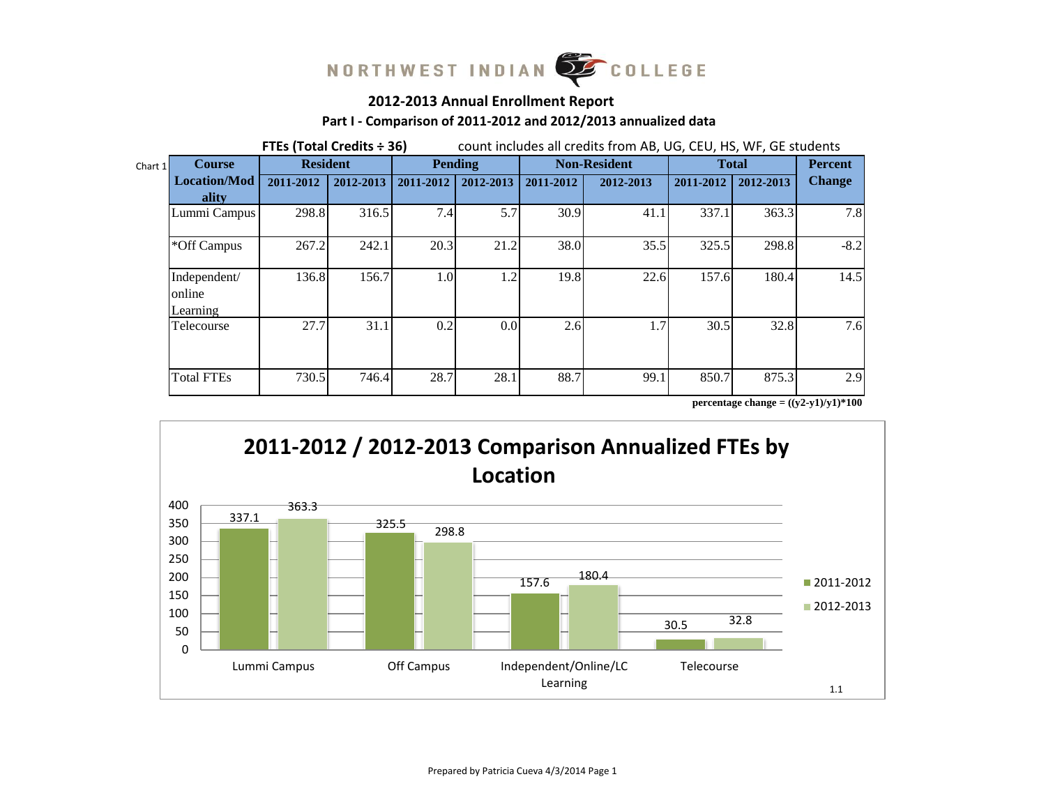NORTHWEST INDIAN COLLEGE

## 2012-2013 Annual Enrollment Report

### Part I - Comparison of 2011-2012 and 2012/2013 annualized data

**FTEs (Total Credits ÷ 36)** count includes all credits from AB, UG, CEU, HS, WF, GE students

Chart 1

| Course Location/Modality | Resident | | Pending | | Non-Resident | | Total | | Percent Change |
|---|---|---|---|---|---|---|---|---|---|
| | 2011-2012 | 2012-2013 | 2011-2012 | 2012-2013 | 2011-2012 | 2012-2013 | 2011-2012 | 2012-2013 | |
| Lummi Campus | 298.8 | 316.5 | 7.4 | 5.7 | 30.9 | 41.1 | 337.1 | 363.3 | 7.8 |
| *Off Campus | 267.2 | 242.1 | 20.3 | 21.2 | 38.0 | 35.5 | 325.5 | 298.8 | -8.2 |
| Independent/ online Learning | 136.8 | 156.7 | 1.0 | 1.2 | 19.8 | 22.6 | 157.6 | 180.4 | 14.5 |
| Telecourse | 27.7 | 31.1 | 0.2 | 0.0 | 2.6 | 1.7 | 30.5 | 32.8 | 7.6 |
| Total FTEs | 730.5 | 746.4 | 28.7 | 28.1 | 88.7 | 99.1 | 850.7 | 875.3 | 2.9 |

**percentage change = ((y2-y1)/y1)*100**

**2011-2012 / 2012-2013 Comparison Annualized FTEs by Location**

| Location | 2011-2012 | 2012-2013 |
|---|---|---|
| Lummi Campus | 337.1 | 363.3 |
| Off Campus | 325.5 | 298.8 |
| Independent/Online/LC Learning | 157.6 | 180.4 |
| Telecourse | 30.5 | 32.8 |

1.1

Prepared by Patricia Cueva 4/3/2014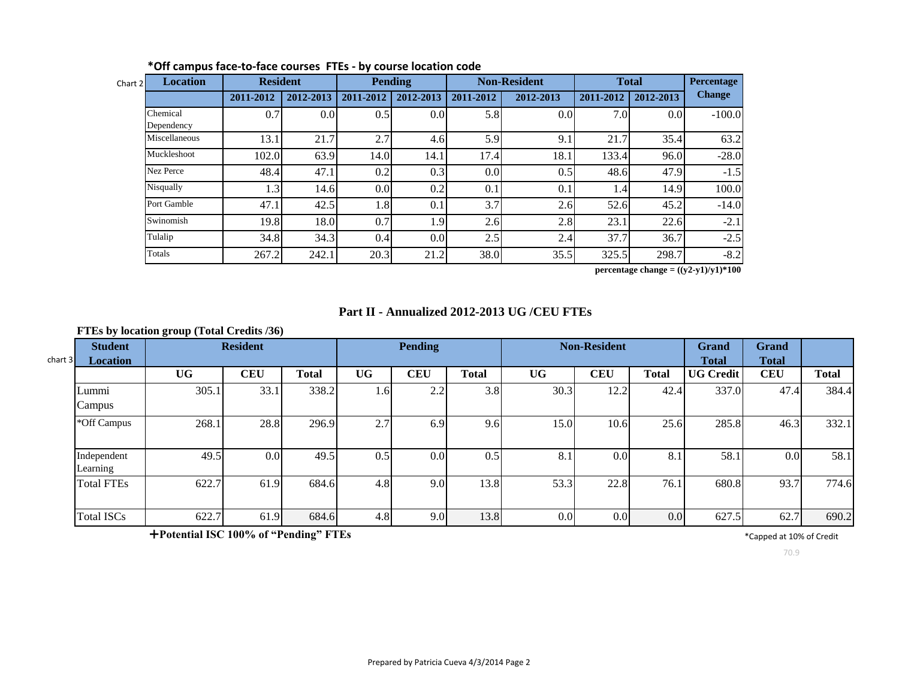## *Off campus face-to-face courses FTEs - by course location code

Chart 2

| Location | Resident | | Pending | | Non-Resident | | Total | | Percentage Change |
|---|---|---|---|---|---|---|---|---|---|
| | 2011-2012 | 2012-2013 | 2011-2012 | 2012-2013 | 2011-2012 | 2012-2013 | 2011-2012 | 2012-2013 | |
| Chemical Dependency | 0.7 | 0.0 | 0.5 | 0.0 | 5.8 | 0.0 | 7.0 | 0.0 | -100.0 |
| Miscellaneous | 13.1 | 21.7 | 2.7 | 4.6 | 5.9 | 9.1 | 21.7 | 35.4 | 63.2 |
| Muckleshoot | 102.0 | 63.9 | 14.0 | 14.1 | 17.4 | 18.1 | 133.4 | 96.0 | -28.0 |
| Nez Perce | 48.4 | 47.1 | 0.2 | 0.3 | 0.0 | 0.5 | 48.6 | 47.9 | -1.5 |
| Nisqually | 1.3 | 14.6 | 0.0 | 0.2 | 0.1 | 0.1 | 1.4 | 14.9 | 100.0 |
| Port Gamble | 47.1 | 42.5 | 1.8 | 0.1 | 3.7 | 2.6 | 52.6 | 45.2 | -14.0 |
| Swinomish | 19.8 | 18.0 | 0.7 | 1.9 | 2.6 | 2.8 | 23.1 | 22.6 | -2.1 |
| Tulalip | 34.8 | 34.3 | 0.4 | 0.0 | 2.5 | 2.4 | 37.7 | 36.7 | -2.5 |
| Totals | 267.2 | 242.1 | 20.3 | 21.2 | 38.0 | 35.5 | 325.5 | 298.7 | -8.2 |

**percentage change = ((y2-y1)/y1)*100**

## Part II - Annualized 2012-2013 UG /CEU FTEs

**FTEs by location group (Total Credits /36)**

chart 3

| Student Location | Resident | | | Pending | | | Non-Resident | | | Grand Total | Grand Total | |
|---|---|---|---|---|---|---|---|---|---|---|---|---|
| | UG | CEU | Total | UG | CEU | Total | UG | CEU | Total | UG Credit | CEU | Total |
| Lummi Campus | 305.1 | 33.1 | 338.2 | 1.6 | 2.2 | 3.8 | 30.3 | 12.2 | 42.4 | 337.0 | 47.4 | 384.4 |
| *Off Campus | 268.1 | 28.8 | 296.9 | 2.7 | 6.9 | 9.6 | 15.0 | 10.6 | 25.6 | 285.8 | 46.3 | 332.1 |
| Independent Learning | 49.5 | 0.0 | 49.5 | 0.5 | 0.0 | 0.5 | 8.1 | 0.0 | 8.1 | 58.1 | 0.0 | 58.1 |
| Total FTEs | 622.7 | 61.9 | 684.6 | 4.8 | 9.0 | 13.8 | 53.3 | 22.8 | 76.1 | 680.8 | 93.7 | 774.6 |
| Total ISCs | 622.7 | 61.9 | 684.6 | 4.8 | 9.0 | 13.8 | 0.0 | 0.0 | 0.0 | 627.5 | 62.7 | 690.2 |

**+Potential ISC 100% of "Pending" FTEs**

*Capped at 10% of Credit

70.9

Prepared by Patricia Cueva 4/3/2014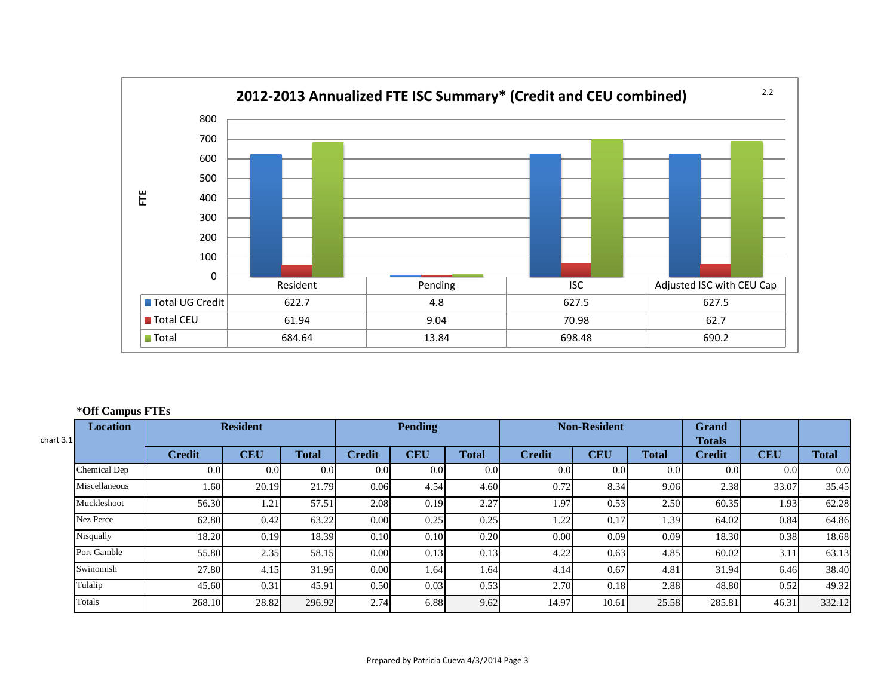## 2012-2013 Annualized FTE ISC Summary* (Credit and CEU combined)

2.2

| | Resident | Pending | ISC | Adjusted ISC with CEU Cap |
|---|---|---|---|---|
| Total UG Credit | 622.7 | 4.8 | 627.5 | 627.5 |
| Total CEU | 61.94 | 9.04 | 70.98 | 62.7 |
| Total | 684.64 | 13.84 | 698.48 | 690.2 |

chart 3.1

**\*Off Campus FTEs**

| Location | Resident | | | Pending | | | Non-Resident | | | Grand Totals | | |
|---|---|---|---|---|---|---|---|---|---|---|---|---|
| | Credit | CEU | Total | Credit | CEU | Total | Credit | CEU | Total | Credit | CEU | Total |
| Chemical Dep | 0.0 | 0.0 | 0.0 | 0.0 | 0.0 | 0.0 | 0.0 | 0.0 | 0.0 | 0.0 | 0.0 | 0.0 |
| Miscellaneous | 1.60 | 20.19 | 21.79 | 0.06 | 4.54 | 4.60 | 0.72 | 8.34 | 9.06 | 2.38 | 33.07 | 35.45 |
| Muckleshoot | 56.30 | 1.21 | 57.51 | 2.08 | 0.19 | 2.27 | 1.97 | 0.53 | 2.50 | 60.35 | 1.93 | 62.28 |
| Nez Perce | 62.80 | 0.42 | 63.22 | 0.00 | 0.25 | 0.25 | 1.22 | 0.17 | 1.39 | 64.02 | 0.84 | 64.86 |
| Nisqually | 18.20 | 0.19 | 18.39 | 0.10 | 0.10 | 0.20 | 0.00 | 0.09 | 0.09 | 18.30 | 0.38 | 18.68 |
| Port Gamble | 55.80 | 2.35 | 58.15 | 0.00 | 0.13 | 0.13 | 4.22 | 0.63 | 4.85 | 60.02 | 3.11 | 63.13 |
| Swinomish | 27.80 | 4.15 | 31.95 | 0.00 | 1.64 | 1.64 | 4.14 | 0.67 | 4.81 | 31.94 | 6.46 | 38.40 |
| Tulalip | 45.60 | 0.31 | 45.91 | 0.50 | 0.03 | 0.53 | 2.70 | 0.18 | 2.88 | 48.80 | 0.52 | 49.32 |
| Totals | 268.10 | 28.82 | 296.92 | 2.74 | 6.88 | 9.62 | 14.97 | 10.61 | 25.58 | 285.81 | 46.31 | 332.12 |

Prepared by Patricia Cueva 4/3/2014 Page 3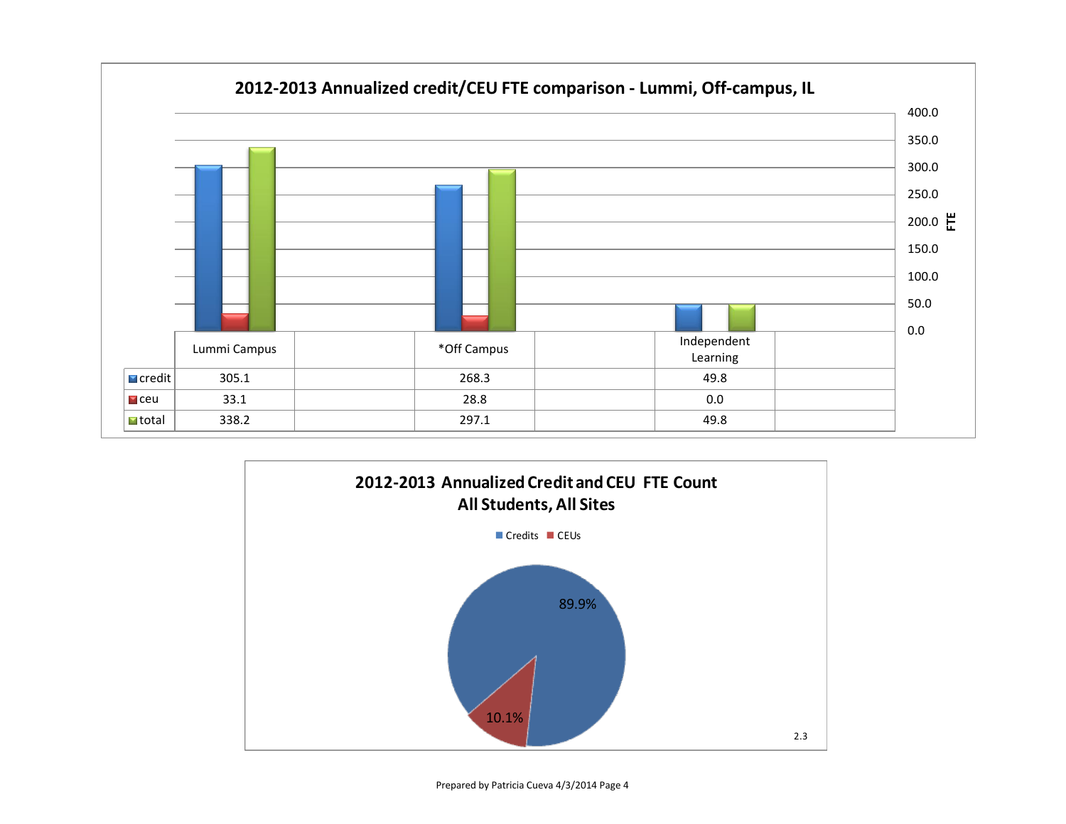## 2012-2013 Annualized credit/CEU FTE comparison - Lummi, Off-campus, IL

| | Lummi Campus | | *Off Campus | | Independent Learning | |
|---|---|---|---|---|---|---|
| credit | 305.1 | | 268.3 | | 49.8 | |
| ceu | 33.1 | | 28.8 | | 0.0 | |
| total | 338.2 | | 297.1 | | 49.8 | |

## 2012-2013 Annualized Credit and CEU FTE Count
## All Students, All Sites

- Credits: 89.9%
- CEUs: 10.1%

2.3

Prepared by Patricia Cueva 4/3/2014 Page 4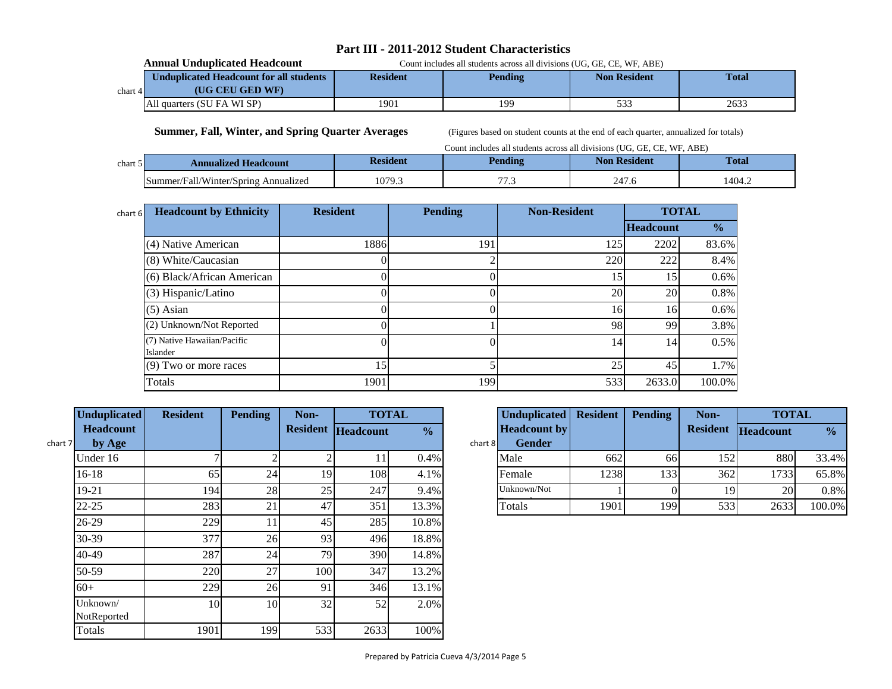# Part III - 2011-2012 Student Characteristics

**Annual Unduplicated Headcount**

Count includes all students across all divisions (UG, GE, CE, WF, ABE)

chart 4

| Unduplicated Headcount for all students (UG CEU GED WF) | Resident | Pending | Non Resident | Total |
|---|---|---|---|---|
| All quarters (SU FA WI SP) | 1901 | 199 | 533 | 2633 |

**Summer, Fall, Winter, and Spring Quarter Averages**

(Figures based on student counts at the end of each quarter, annualized for totals)

Count includes all students across all divisions (UG, GE, CE, WF, ABE)

chart 5

| Annualized Headcount | Resident | Pending | Non Resident | Total |
|---|---|---|---|---|
| Summer/Fall/Winter/Spring Annualized | 1079.3 | 77.3 | 247.6 | 1404.2 |

chart 6

| Headcount by Ethnicity | Resident | Pending | Non-Resident | TOTAL | |
|---|---|---|---|---|---|
| | | | | Headcount | % |
| (4) Native American | 1886 | 191 | 125 | 2202 | 83.6% |
| (8) White/Caucasian | 0 | 2 | 220 | 222 | 8.4% |
| (6) Black/African American | 0 | 0 | 15 | 15 | 0.6% |
| (3) Hispanic/Latino | 0 | 0 | 20 | 20 | 0.8% |
| (5) Asian | 0 | 0 | 16 | 16 | 0.6% |
| (2) Unknown/Not Reported | 0 | 1 | 98 | 99 | 3.8% |
| (7) Native Hawaiian/Pacific Islander | 0 | 0 | 14 | 14 | 0.5% |
| (9) Two or more races | 15 | 5 | 25 | 45 | 1.7% |
| Totals | 1901 | 199 | 533 | 2633.0 | 100.0% |

chart 7

| Unduplicated Headcount by Age | Resident | Pending | Non-Resident | TOTAL | |
|---|---|---|---|---|---|
| | | | | Headcount | % |
| Under 16 | 7 | 2 | 2 | 11 | 0.4% |
| 16-18 | 65 | 24 | 19 | 108 | 4.1% |
| 19-21 | 194 | 28 | 25 | 247 | 9.4% |
| 22-25 | 283 | 21 | 47 | 351 | 13.3% |
| 26-29 | 229 | 11 | 45 | 285 | 10.8% |
| 30-39 | 377 | 26 | 93 | 496 | 18.8% |
| 40-49 | 287 | 24 | 79 | 390 | 14.8% |
| 50-59 | 220 | 27 | 100 | 347 | 13.2% |
| 60+ | 229 | 26 | 91 | 346 | 13.1% |
| Unknown/NotReported | 10 | 10 | 32 | 52 | 2.0% |
| Totals | 1901 | 199 | 533 | 2633 | 100% |

chart 8

| Unduplicated Headcount by Gender | Resident | Pending | Non-Resident | TOTAL | |
|---|---|---|---|---|---|
| | | | | Headcount | % |
| Male | 662 | 66 | 152 | 880 | 33.4% |
| Female | 1238 | 133 | 362 | 1733 | 65.8% |
| Unknown/Not Reported | 1 | 0 | 19 | 20 | 0.8% |
| Totals | 1901 | 199 | 533 | 2633 | 100.0% |

Prepared by Patricia Cueva 4/3/2014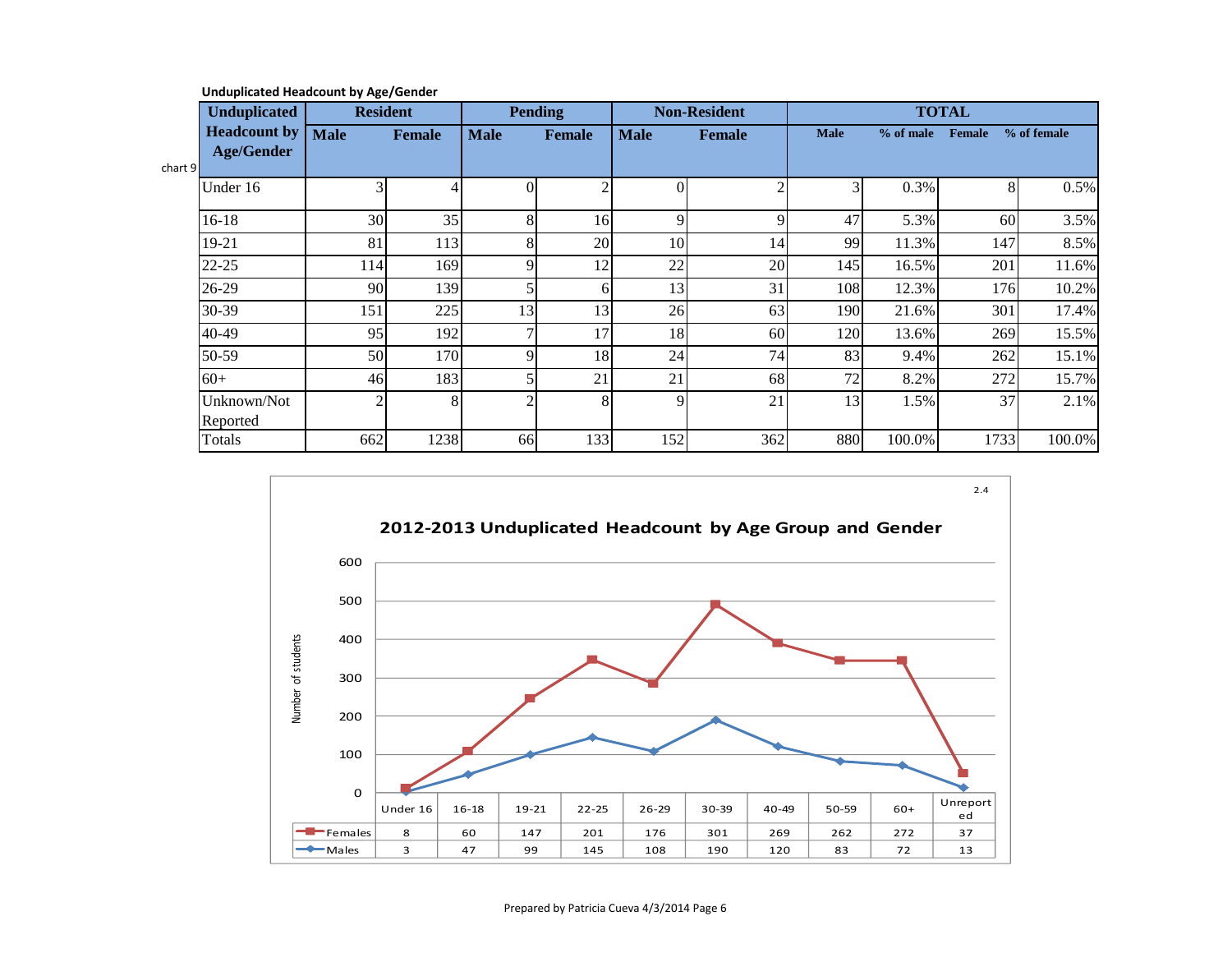**Unduplicated Headcount by Age/Gender**

chart 9

| Unduplicated Headcount by Age/Gender | Resident | | Pending | | Non-Resident | | TOTAL | | | |
|---|---|---|---|---|---|---|---|---|---|---|
| | Male | Female | Male | Female | Male | Female | Male | % of male | Female | % of female |
| Under 16 | 3 | 4 | 0 | 2 | 0 | 2 | 3 | 0.3% | 8 | 0.5% |
| 16-18 | 30 | 35 | 8 | 16 | 9 | 9 | 47 | 5.3% | 60 | 3.5% |
| 19-21 | 81 | 113 | 8 | 20 | 10 | 14 | 99 | 11.3% | 147 | 8.5% |
| 22-25 | 114 | 169 | 9 | 12 | 22 | 20 | 145 | 16.5% | 201 | 11.6% |
| 26-29 | 90 | 139 | 5 | 6 | 13 | 31 | 108 | 12.3% | 176 | 10.2% |
| 30-39 | 151 | 225 | 13 | 13 | 26 | 63 | 190 | 21.6% | 301 | 17.4% |
| 40-49 | 95 | 192 | 7 | 17 | 18 | 60 | 120 | 13.6% | 269 | 15.5% |
| 50-59 | 50 | 170 | 9 | 18 | 24 | 74 | 83 | 9.4% | 262 | 15.1% |
| 60+ | 46 | 183 | 5 | 21 | 21 | 68 | 72 | 8.2% | 272 | 15.7% |
| Unknown/Not Reported | 2 | 8 | 2 | 8 | 9 | 21 | 13 | 1.5% | 37 | 2.1% |
| Totals | 662 | 1238 | 66 | 133 | 152 | 362 | 880 | 100.0% | 1733 | 100.0% |

2.4

**2012-2013 Unduplicated Headcount by Age Group and Gender**

| | Under 16 | 16-18 | 19-21 | 22-25 | 26-29 | 30-39 | 40-49 | 50-59 | 60+ | Unreported |
|---|---|---|---|---|---|---|---|---|---|---|
| Females | 8 | 60 | 147 | 201 | 176 | 301 | 269 | 262 | 272 | 37 |
| Males | 3 | 47 | 99 | 145 | 108 | 190 | 120 | 83 | 72 | 13 |

Prepared by Patricia Cueva 4/3/2014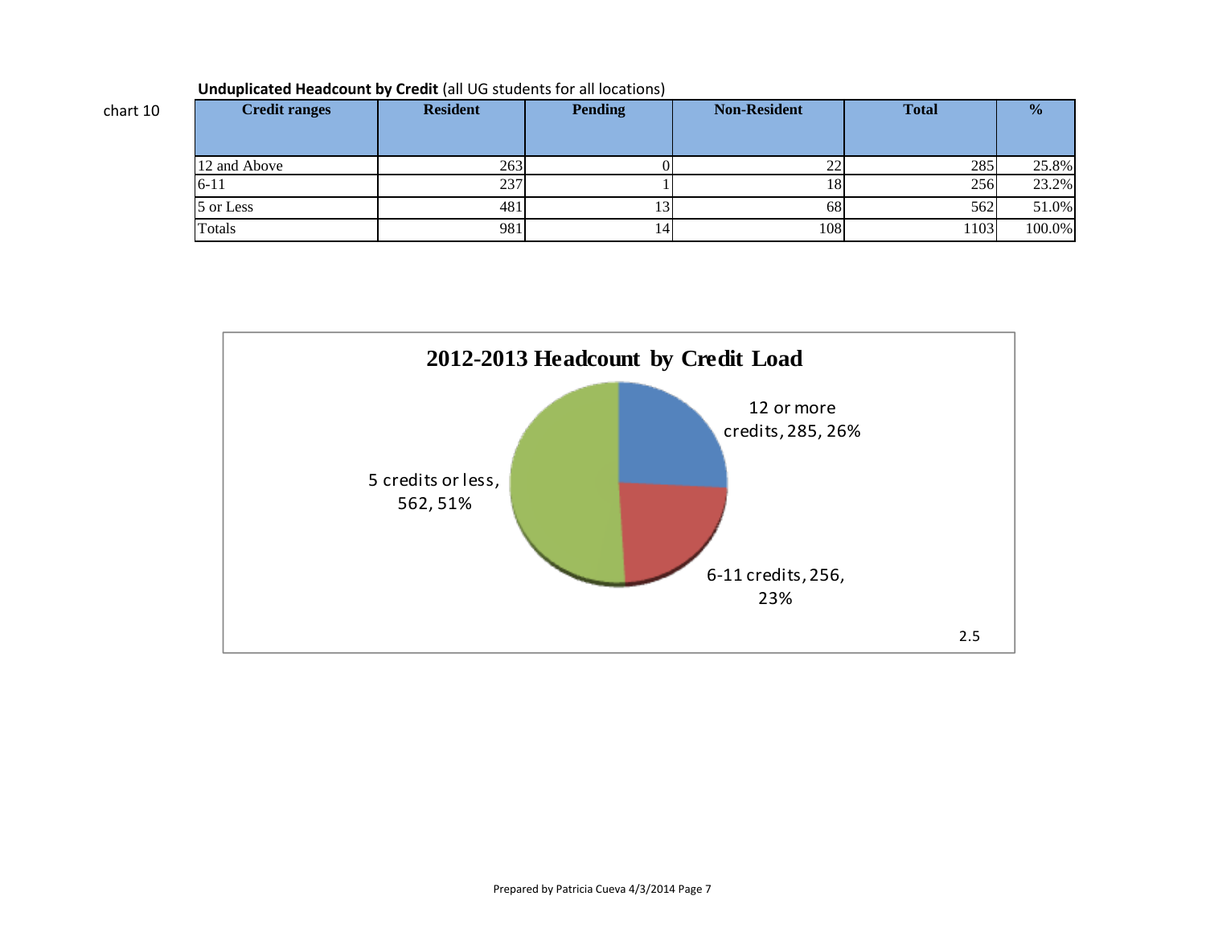chart 10

**Unduplicated Headcount by Credit** (all UG students for all locations)

| Credit ranges | Resident | Pending | Non-Resident | Total | % |
|---|---|---|---|---|---|
| 12 and Above | 263 | 0 | 22 | 285 | 25.8% |
| 6-11 | 237 | 1 | 18 | 256 | 23.2% |
| 5 or Less | 481 | 13 | 68 | 562 | 51.0% |
| Totals | 981 | 14 | 108 | 1103 | 100.0% |

**2012-2013 Headcount by Credit Load**

- 12 or more credits, 285, 26%
- 6-11 credits, 256, 23%
- 5 credits or less, 562, 51%

2.5

Prepared by Patricia Cueva 4/3/2014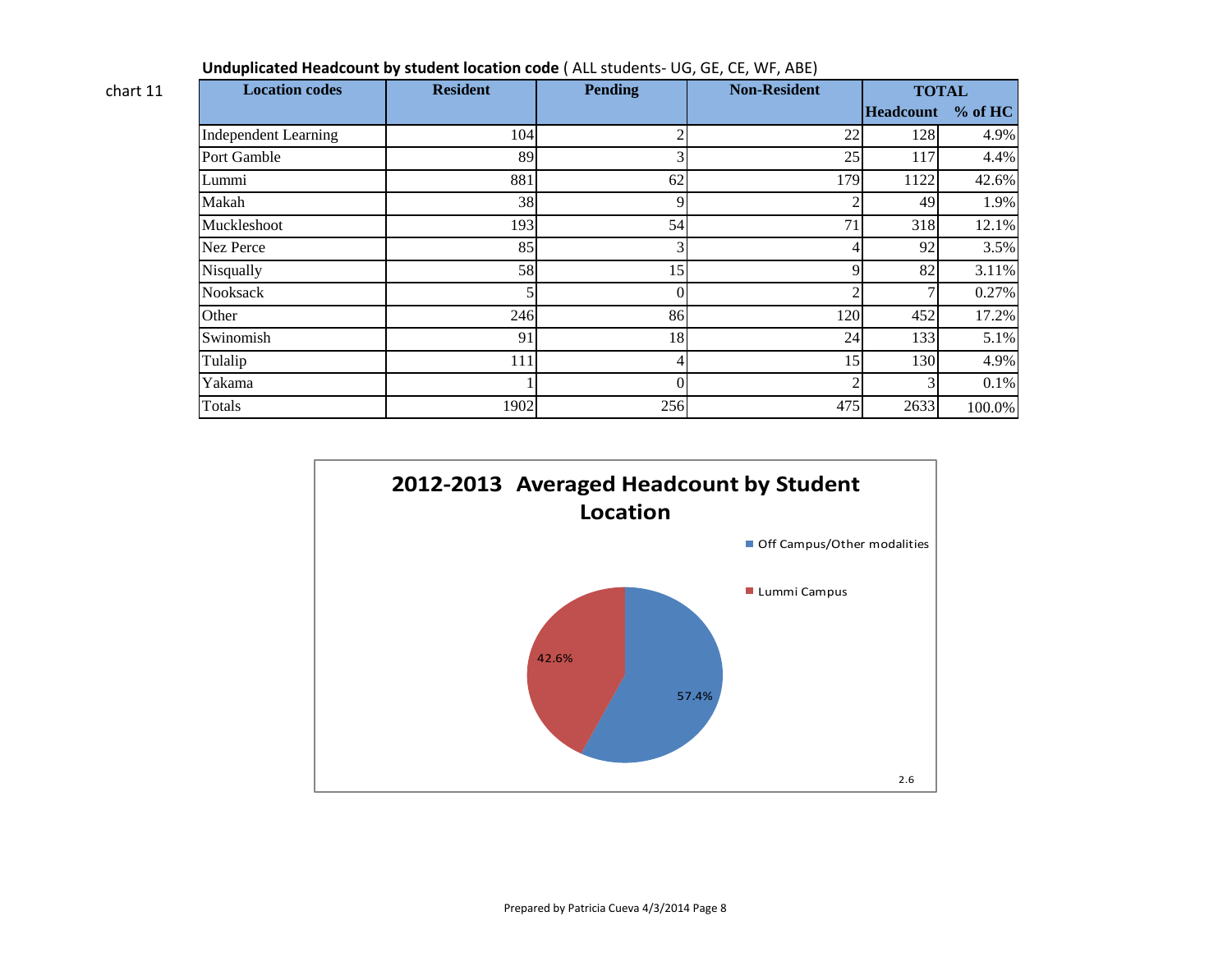chart 11

**Unduplicated Headcount by student location code** ( ALL students- UG, GE, CE, WF, ABE)

| Location codes | Resident | Pending | Non-Resident | TOTAL | |
|---|---|---|---|---|---|
| | | | | Headcount | % of HC |
| Independent Learning | 104 | 2 | 22 | 128 | 4.9% |
| Port Gamble | 89 | 3 | 25 | 117 | 4.4% |
| Lummi | 881 | 62 | 179 | 1122 | 42.6% |
| Makah | 38 | 9 | 2 | 49 | 1.9% |
| Muckleshoot | 193 | 54 | 71 | 318 | 12.1% |
| Nez Perce | 85 | 3 | 4 | 92 | 3.5% |
| Nisqually | 58 | 15 | 9 | 82 | 3.11% |
| Nooksack | 5 | 0 | 2 | 7 | 0.27% |
| Other | 246 | 86 | 120 | 452 | 17.2% |
| Swinomish | 91 | 18 | 24 | 133 | 5.1% |
| Tulalip | 111 | 4 | 15 | 130 | 4.9% |
| Yakama | 1 | 0 | 2 | 3 | 0.1% |
| Totals | 1902 | 256 | 475 | 2633 | 100.0% |

**2012-2013 Averaged Headcount by Student Location**

| Location | % |
|---|---|
| Off Campus/Other modalities | 57.4% |
| Lummi Campus | 42.6% |

2.6

Prepared by Patricia Cueva 4/3/2014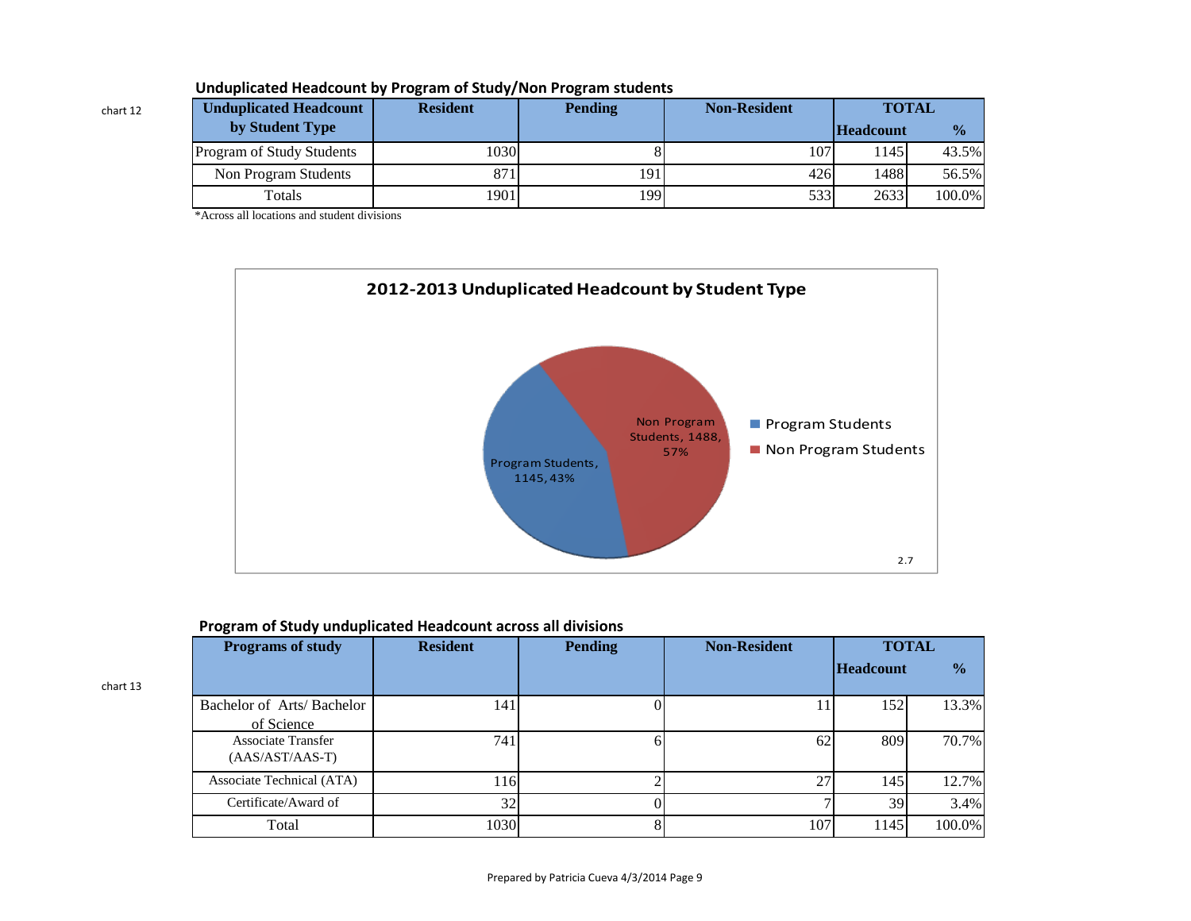chart 12

## Unduplicated Headcount by Program of Study/Non Program students

| Unduplicated Headcount by Student Type | Resident | Pending | Non-Resident | TOTAL | |
|---|---|---|---|---|---|
| | | | | Headcount | % |
| Program of Study Students | 1030 | 8 | 107 | 1145 | 43.5% |
| Non Program Students | 871 | 191 | 426 | 1488 | 56.5% |
| Totals | 1901 | 199 | 533 | 2633 | 100.0% |

*Across all locations and student divisions

**2012-2013 Unduplicated Headcount by Student Type**

- Program Students, 1145, 43%
- Non Program Students, 1488, 57%

2.7

chart 13

## Program of Study unduplicated Headcount across all divisions

| Programs of study | Resident | Pending | Non-Resident | TOTAL | |
|---|---|---|---|---|---|
| | | | | Headcount | % |
| Bachelor of Arts/ Bachelor of Science | 141 | 0 | 11 | 152 | 13.3% |
| Associate Transfer (AAS/AST/AAS-T) | 741 | 6 | 62 | 809 | 70.7% |
| Associate Technical (ATA) | 116 | 2 | 27 | 145 | 12.7% |
| Certificate/Award of | 32 | 0 | 7 | 39 | 3.4% |
| Total | 1030 | 8 | 107 | 1145 | 100.0% |

Prepared by Patricia Cueva 4/3/2014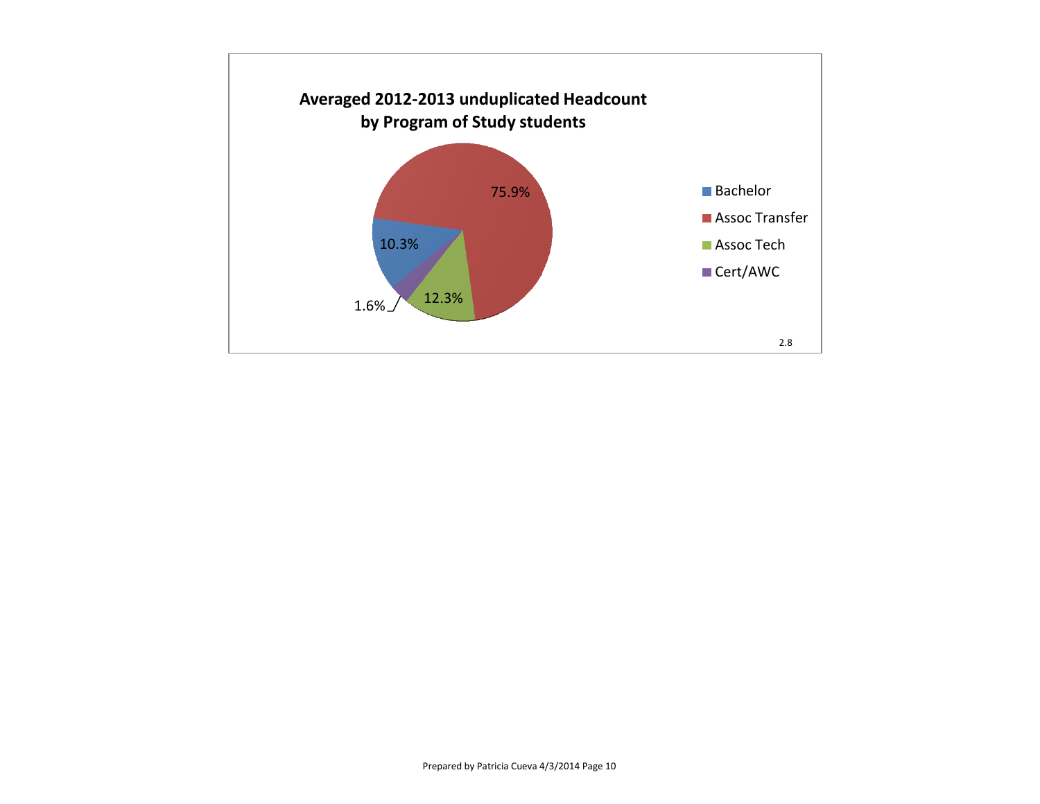**Averaged 2012-2013 unduplicated Headcount by Program of Study students**

75.9%

10.3%

1.6%

12.3%

Bachelor

Assoc Transfer

Assoc Tech

Cert/AWC

2.8

Prepared by Patricia Cueva 4/3/2014